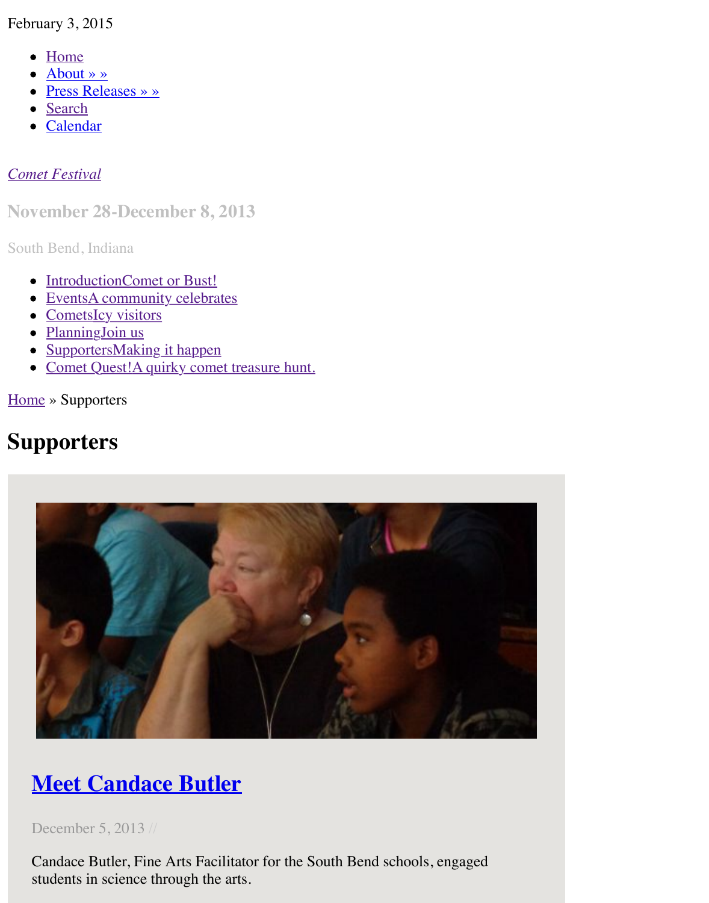February 3, 2015

- Home
- About » »
- Press Releases » »
- Search
- Calendar

*Comet Festival*

## November 28-December 8, 2013

South Bend, Indiana

- IntroductionComet or Bust!
- EventsA community celebrates
- CometsIcy visitors
- PlanningJoin us
- SupportersMaking it happen
- Comet Quest!A quirky comet treasure hunt.

Home » Supporters

# Supporters

## Meet Candace Butler

December 5, 2013 //

Candace Butler, Fine Arts Facilitator for the South Bend schools, engaged students in science through the arts.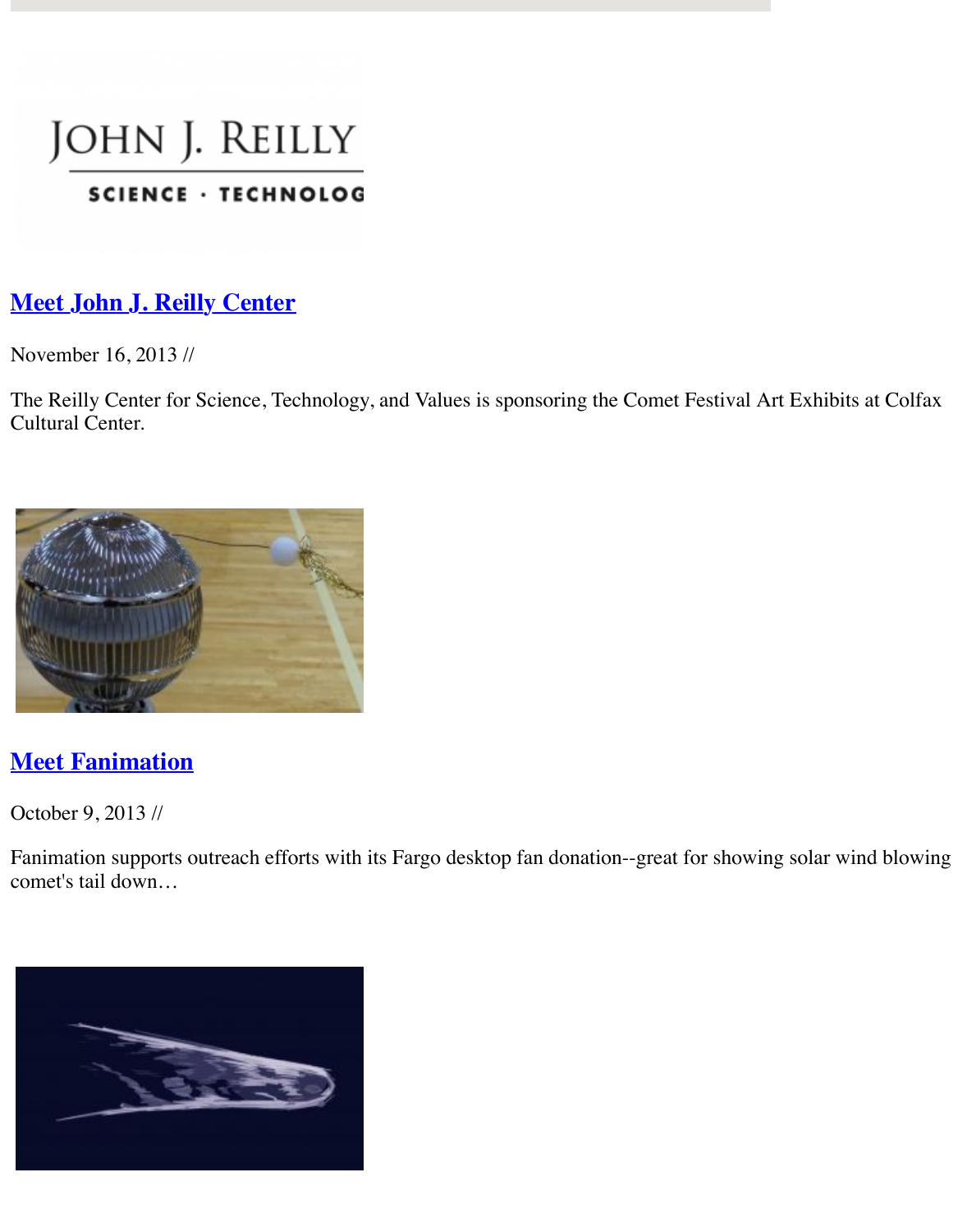## Meet John J. Reilly Center

November 16, 2013 //

The Reilly Center for Science, Technology, and Values is sponsoring the Comet Festival Art Exhibits at Colfax Cultural Center.

## Meet Fanimation

October 9, 2013 //

Fanimation supports outreach efforts with its Fargo desktop fan donation--great for showing solar wind blowing comet's tail down…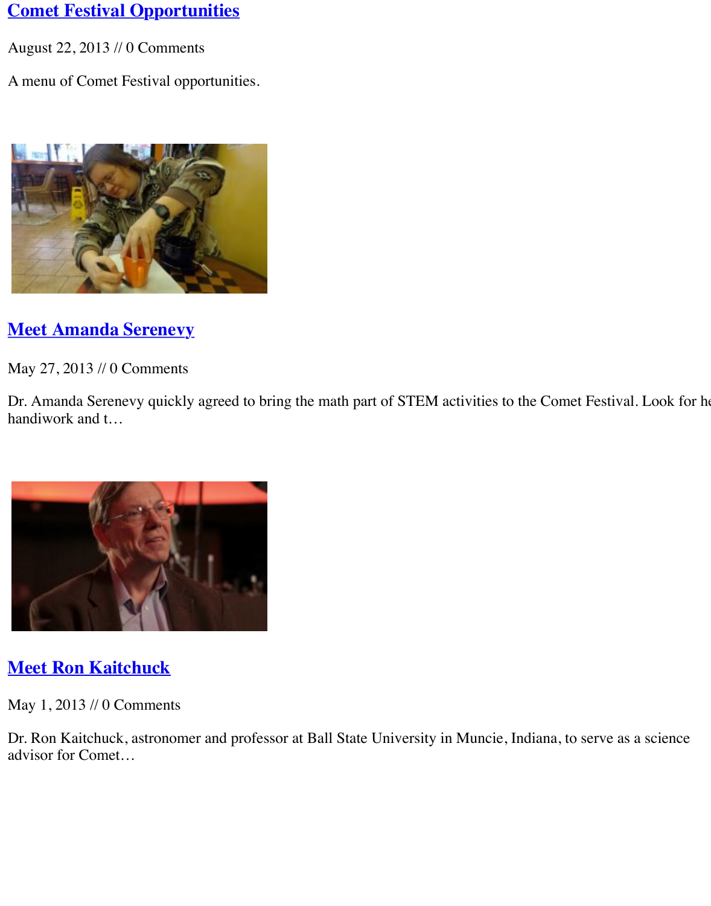## [Comet Festival Opportunities]

August 22, 2013 // 0 Comments

A menu of Comet Festival opportunities.

## [Meet Amanda Serenevy]

May 27, 2013 // 0 Comments

Dr. Amanda Serenevy quickly agreed to bring the math part of STEM activities to the Comet Festival. Look for he handiwork and t…

## [Meet Ron Kaitchuck]

May 1, 2013 // 0 Comments

Dr. Ron Kaitchuck, astronomer and professor at Ball State University in Muncie, Indiana, to serve as a science advisor for Comet…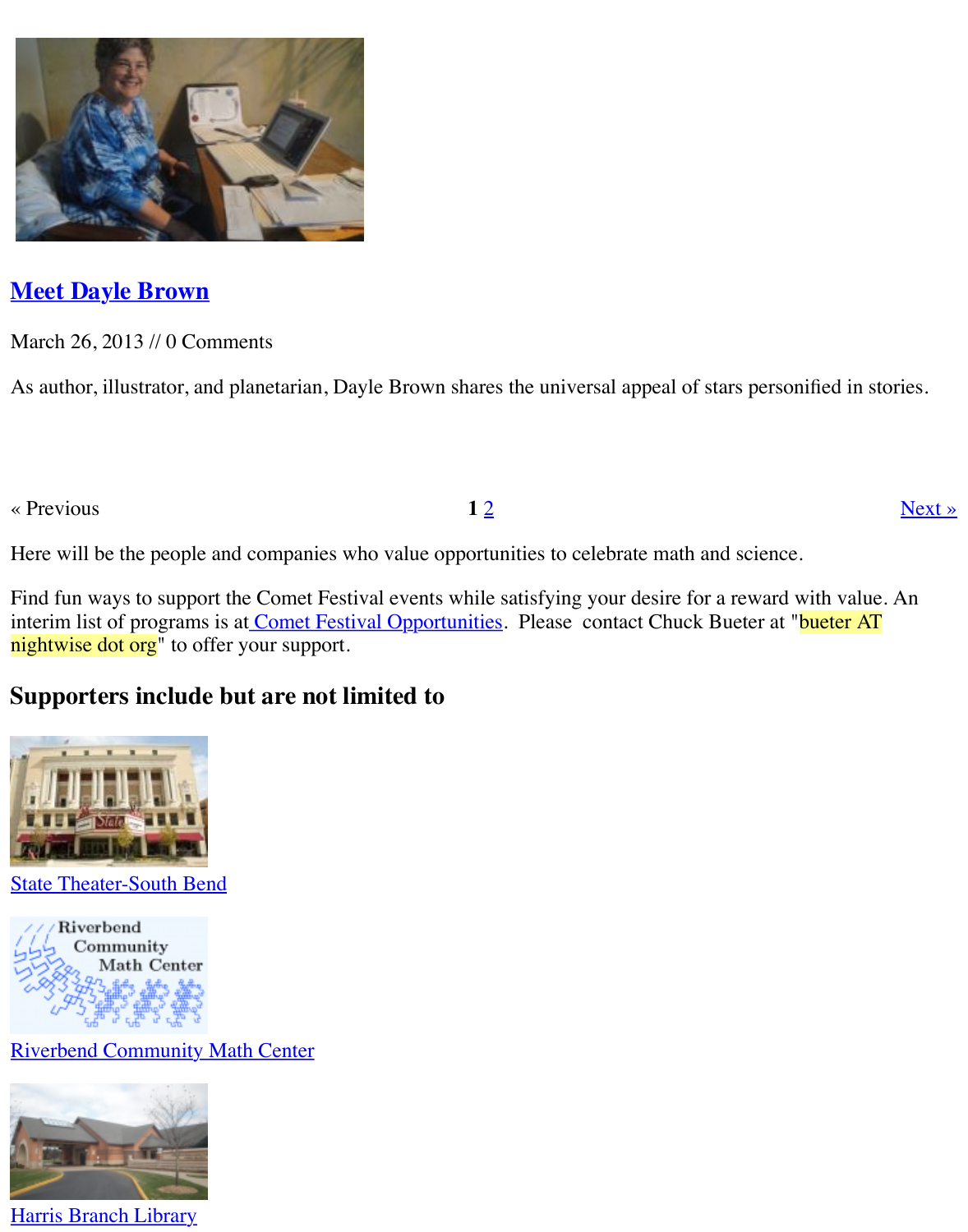## [Meet Dayle Brown]

March 26, 2013 // 0 Comments

As author, illustrator, and planetarian, Dayle Brown shares the universal appeal of stars personified in stories.

« Previous 1 2 Next »

Here will be the people and companies who value opportunities to celebrate math and science.

Find fun ways to support the Comet Festival events while satisfying your desire for a reward with value. An interim list of programs is at Comet Festival Opportunities. Please contact Chuck Bueter at "bueter AT nightwise dot org" to offer your support.

### Supporters include but are not limited to

State Theater-South Bend

Riverbend Community Math Center

Harris Branch Library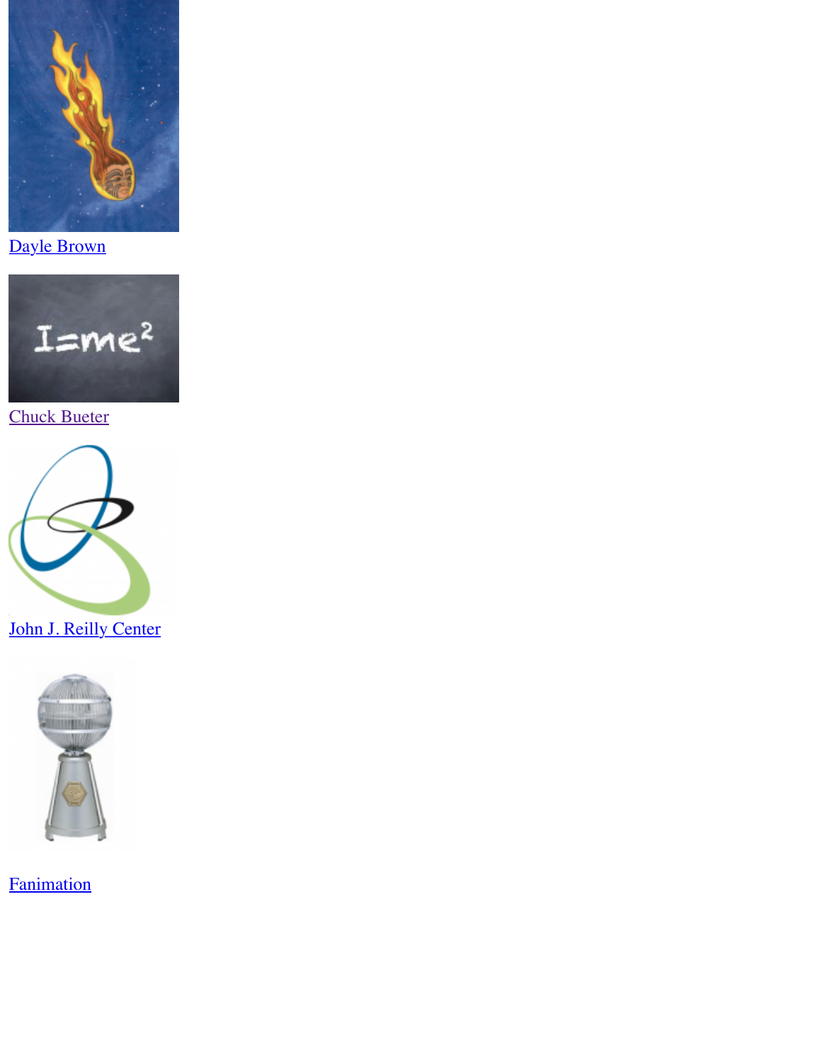Dayle Brown

Chuck Bueter

John J. Reilly Center

Fanimation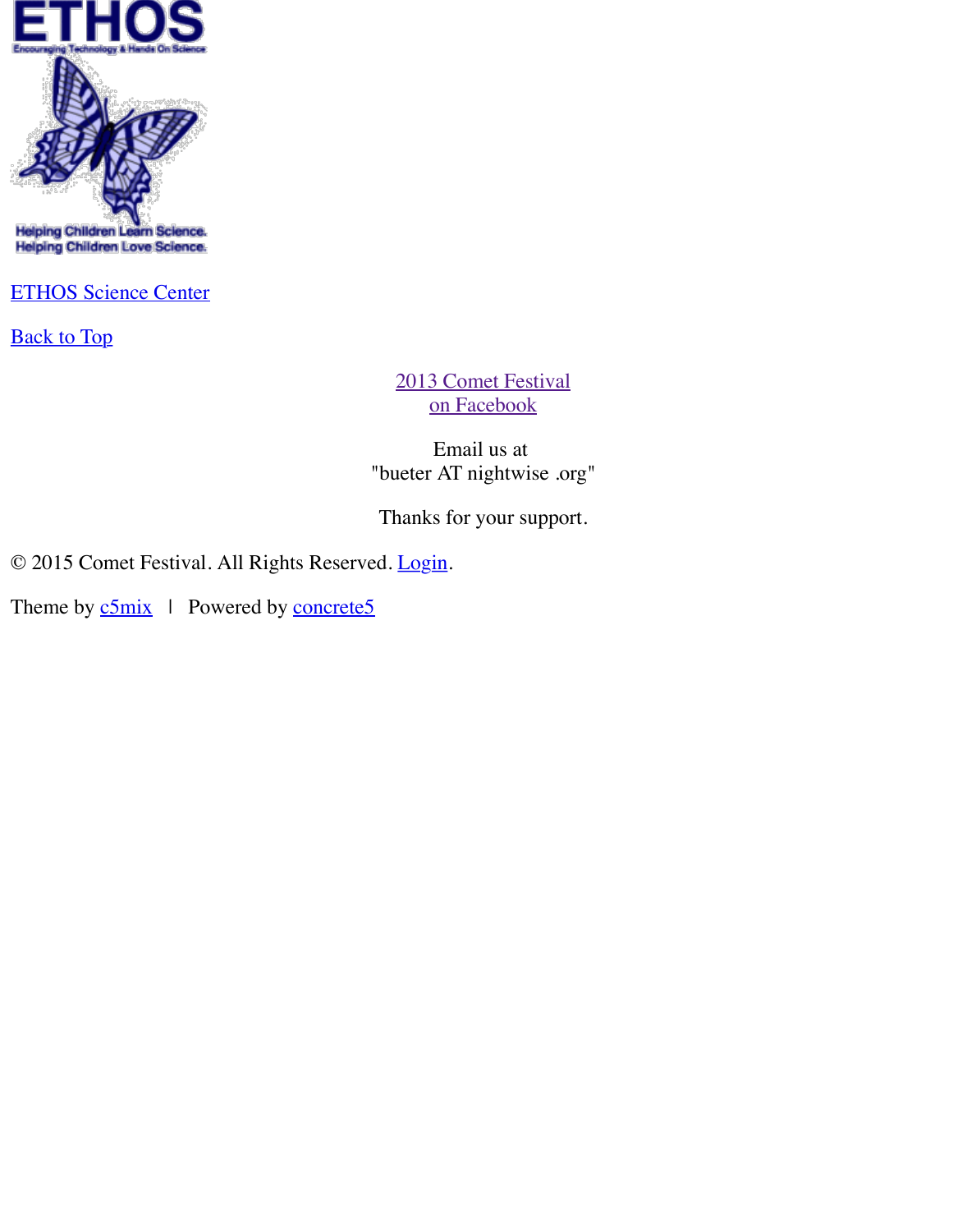ETHOS Science Center

Back to Top

2013 Comet Festival
on Facebook

Email us at
"bueter AT nightwise .org"

Thanks for your support.

© 2015 Comet Festival. All Rights Reserved. Login.

Theme by c5mix | Powered by concrete5